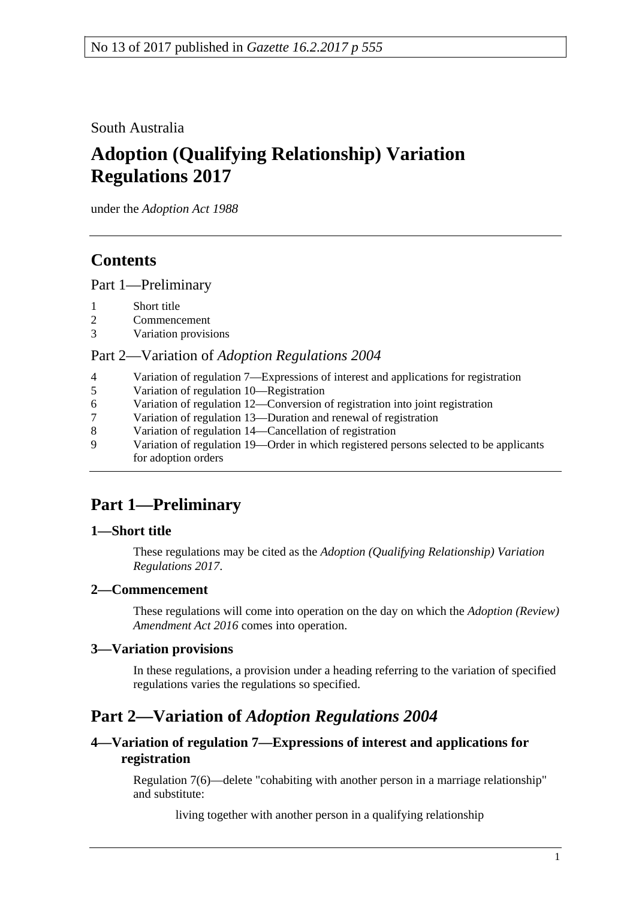No 13 of 2017 published in *Gazette 16.2.2017 p 555*

South Australia

# Adoption (Qualifying Relationship) Variation Regulations 2017

under the *Adoption Act 1988*

## Contents

Part 1—Preliminary

1 Short title
2 Commencement
3 Variation provisions

Part 2—Variation of *Adoption Regulations 2004*

4 Variation of regulation 7—Expressions of interest and applications for registration
5 Variation of regulation 10—Registration
6 Variation of regulation 12—Conversion of registration into joint registration
7 Variation of regulation 13—Duration and renewal of registration
8 Variation of regulation 14—Cancellation of registration
9 Variation of regulation 19—Order in which registered persons selected to be applicants for adoption orders

## Part 1—Preliminary

### 1—Short title

These regulations may be cited as the *Adoption (Qualifying Relationship) Variation Regulations 2017*.

### 2—Commencement

These regulations will come into operation on the day on which the *Adoption (Review) Amendment Act 2016* comes into operation.

### 3—Variation provisions

In these regulations, a provision under a heading referring to the variation of specified regulations varies the regulations so specified.

## Part 2—Variation of *Adoption Regulations 2004*

### 4—Variation of regulation 7—Expressions of interest and applications for registration

Regulation 7(6)—delete "cohabiting with another person in a marriage relationship" and substitute:

> living together with another person in a qualifying relationship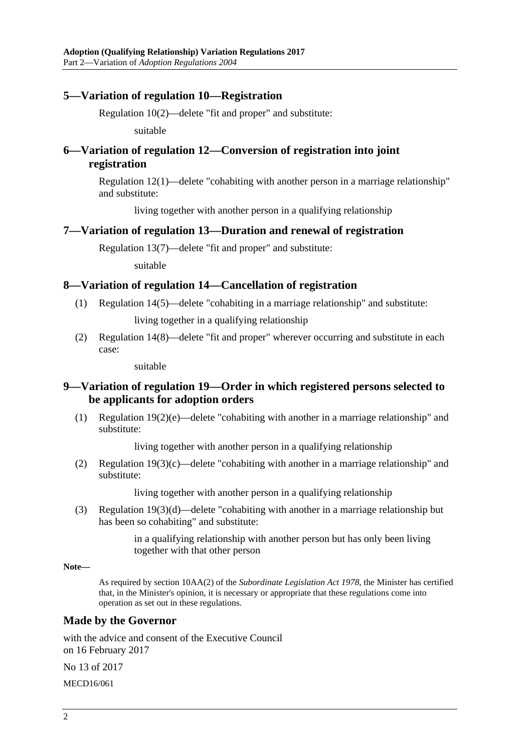## 5—Variation of regulation 10—Registration

Regulation 10(2)—delete "fit and proper" and substitute:

suitable

## 6—Variation of regulation 12—Conversion of registration into joint registration

Regulation 12(1)—delete "cohabiting with another person in a marriage relationship" and substitute:

living together with another person in a qualifying relationship

## 7—Variation of regulation 13—Duration and renewal of registration

Regulation 13(7)—delete "fit and proper" and substitute:

suitable

## 8—Variation of regulation 14—Cancellation of registration

(1) Regulation 14(5)—delete "cohabiting in a marriage relationship" and substitute:

living together in a qualifying relationship

(2) Regulation 14(8)—delete "fit and proper" wherever occurring and substitute in each case:

suitable

## 9—Variation of regulation 19—Order in which registered persons selected to be applicants for adoption orders

(1) Regulation 19(2)(e)—delete "cohabiting with another in a marriage relationship" and substitute:

living together with another person in a qualifying relationship

(2) Regulation 19(3)(c)—delete "cohabiting with another in a marriage relationship" and substitute:

living together with another person in a qualifying relationship

(3) Regulation 19(3)(d)—delete "cohabiting with another in a marriage relationship but has been so cohabiting" and substitute:

in a qualifying relationship with another person but has only been living together with that other person

**Note—**

As required by section 10AA(2) of the *Subordinate Legislation Act 1978*, the Minister has certified that, in the Minister's opinion, it is necessary or appropriate that these regulations come into operation as set out in these regulations.

## Made by the Governor

with the advice and consent of the Executive Council on 16 February 2017

No 13 of 2017

MECD16/061